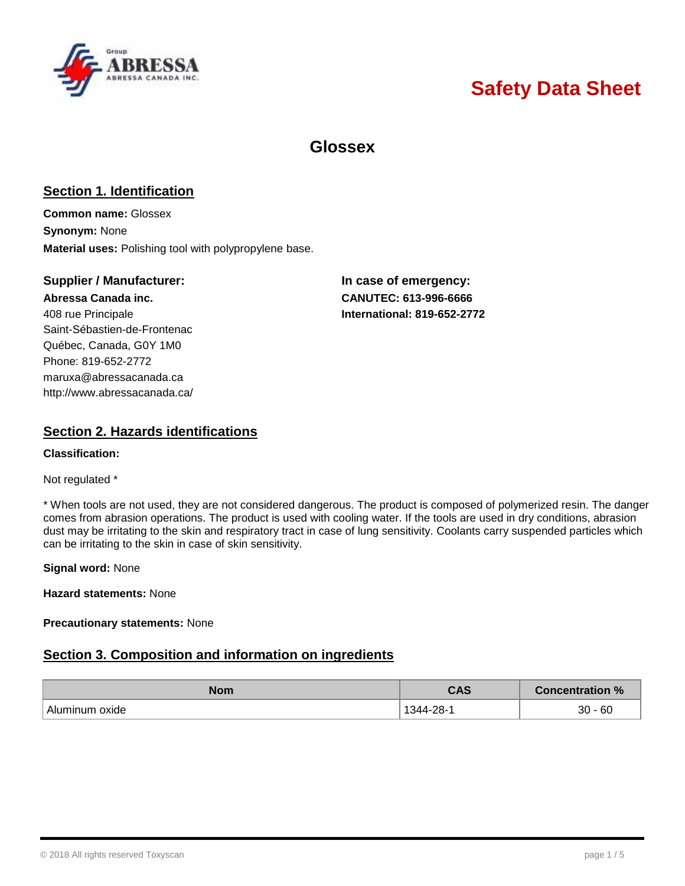# Safety Data Sheet

## Glossex

## Section 1. Identification

**Common name:** Glossex

**Synonym:** None

**Material uses:** Polishing tool with polypropylene base.

### Supplier / Manufacturer:

**Abressa Canada inc.**
408 rue Principale
Saint-Sébastien-de-Frontenac
Québec, Canada, G0Y 1M0
Phone: 819-652-2772
maruxa@abressacanada.ca
http://www.abressacanada.ca/

### In case of emergency:

**CANUTEC: 613-996-6666**
**International: 819-652-2772**

## Section 2. Hazards identifications

**Classification:**

Not regulated *

* When tools are not used, they are not considered dangerous. The product is composed of polymerized resin. The danger comes from abrasion operations. The product is used with cooling water. If the tools are used in dry conditions, abrasion dust may be irritating to the skin and respiratory tract in case of lung sensitivity. Coolants carry suspended particles which can be irritating to the skin in case of skin sensitivity.

**Signal word:** None

**Hazard statements:** None

**Precautionary statements:** None

## Section 3. Composition and information on ingredients

| Nom | CAS | Concentration % |
| --- | --- | --- |
| Aluminum oxide | 1344-28-1 | 30 - 60 |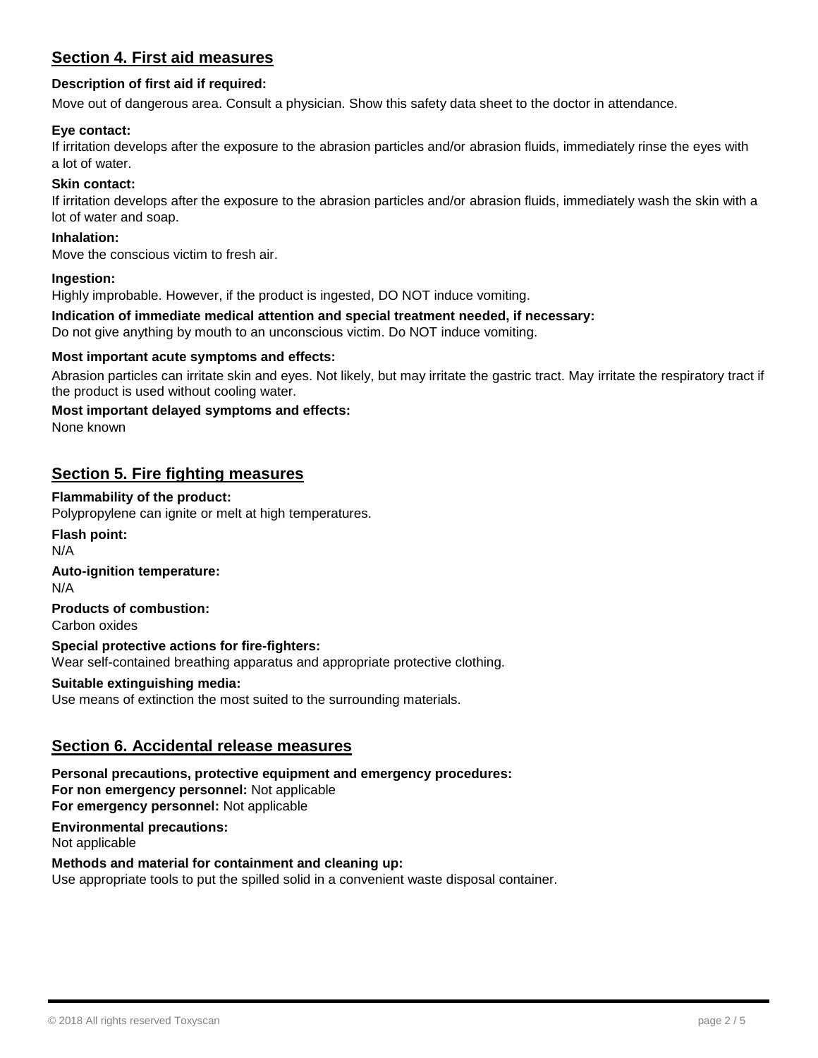## Section 4. First aid measures

**Description of first aid if required:**

Move out of dangerous area. Consult a physician. Show this safety data sheet to the doctor in attendance.

**Eye contact:**

If irritation develops after the exposure to the abrasion particles and/or abrasion fluids, immediately rinse the eyes with a lot of water.

**Skin contact:**

If irritation develops after the exposure to the abrasion particles and/or abrasion fluids, immediately wash the skin with a lot of water and soap.

**Inhalation:**

Move the conscious victim to fresh air.

**Ingestion:**

Highly improbable. However, if the product is ingested, DO NOT induce vomiting.

**Indication of immediate medical attention and special treatment needed, if necessary:**

Do not give anything by mouth to an unconscious victim. Do NOT induce vomiting.

**Most important acute symptoms and effects:**

Abrasion particles can irritate skin and eyes. Not likely, but may irritate the gastric tract. May irritate the respiratory tract if the product is used without cooling water.

**Most important delayed symptoms and effects:**

None known

## Section 5. Fire fighting measures

**Flammability of the product:**

Polypropylene can ignite or melt at high temperatures.

**Flash point:**

N/A

**Auto-ignition temperature:**

N/A

**Products of combustion:**

Carbon oxides

**Special protective actions for fire-fighters:**

Wear self-contained breathing apparatus and appropriate protective clothing.

**Suitable extinguishing media:**

Use means of extinction the most suited to the surrounding materials.

## Section 6. Accidental release measures

**Personal precautions, protective equipment and emergency procedures:**

**For non emergency personnel:** Not applicable

**For emergency personnel:** Not applicable

**Environmental precautions:**

Not applicable

**Methods and material for containment and cleaning up:**

Use appropriate tools to put the spilled solid in a convenient waste disposal container.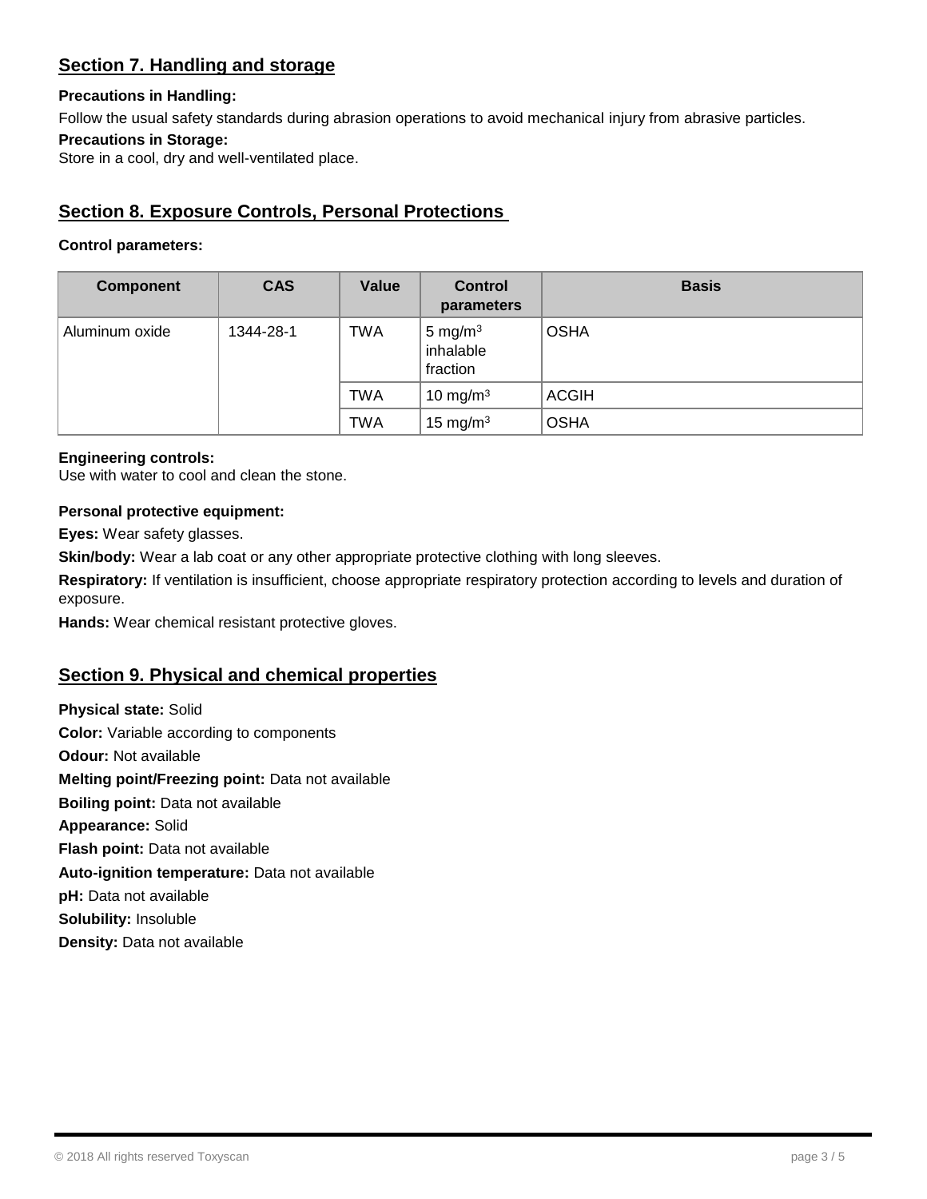## Section 7. Handling and storage

**Precautions in Handling:**

Follow the usual safety standards during abrasion operations to avoid mechanical injury from abrasive particles.

**Precautions in Storage:**

Store in a cool, dry and well-ventilated place.

## Section 8. Exposure Controls, Personal Protections

**Control parameters:**

| Component | CAS | Value | Control parameters | Basis |
|---|---|---|---|---|
| Aluminum oxide | 1344-28-1 | TWA | 5 $mg/m^3$ inhalable fraction | OSHA |
| | | TWA | 10 $mg/m^3$ | ACGIH |
| | | TWA | 15 $mg/m^3$ | OSHA |

**Engineering controls:**

Use with water to cool and clean the stone.

**Personal protective equipment:**

**Eyes:** Wear safety glasses.

**Skin/body:** Wear a lab coat or any other appropriate protective clothing with long sleeves.

**Respiratory:** If ventilation is insufficient, choose appropriate respiratory protection according to levels and duration of exposure.

**Hands:** Wear chemical resistant protective gloves.

## Section 9. Physical and chemical properties

**Physical state:** Solid

**Color:** Variable according to components

**Odour:** Not available

**Melting point/Freezing point:** Data not available

**Boiling point:** Data not available

**Appearance:** Solid

**Flash point:** Data not available

**Auto-ignition temperature:** Data not available

**pH:** Data not available

**Solubility:** Insoluble

**Density:** Data not available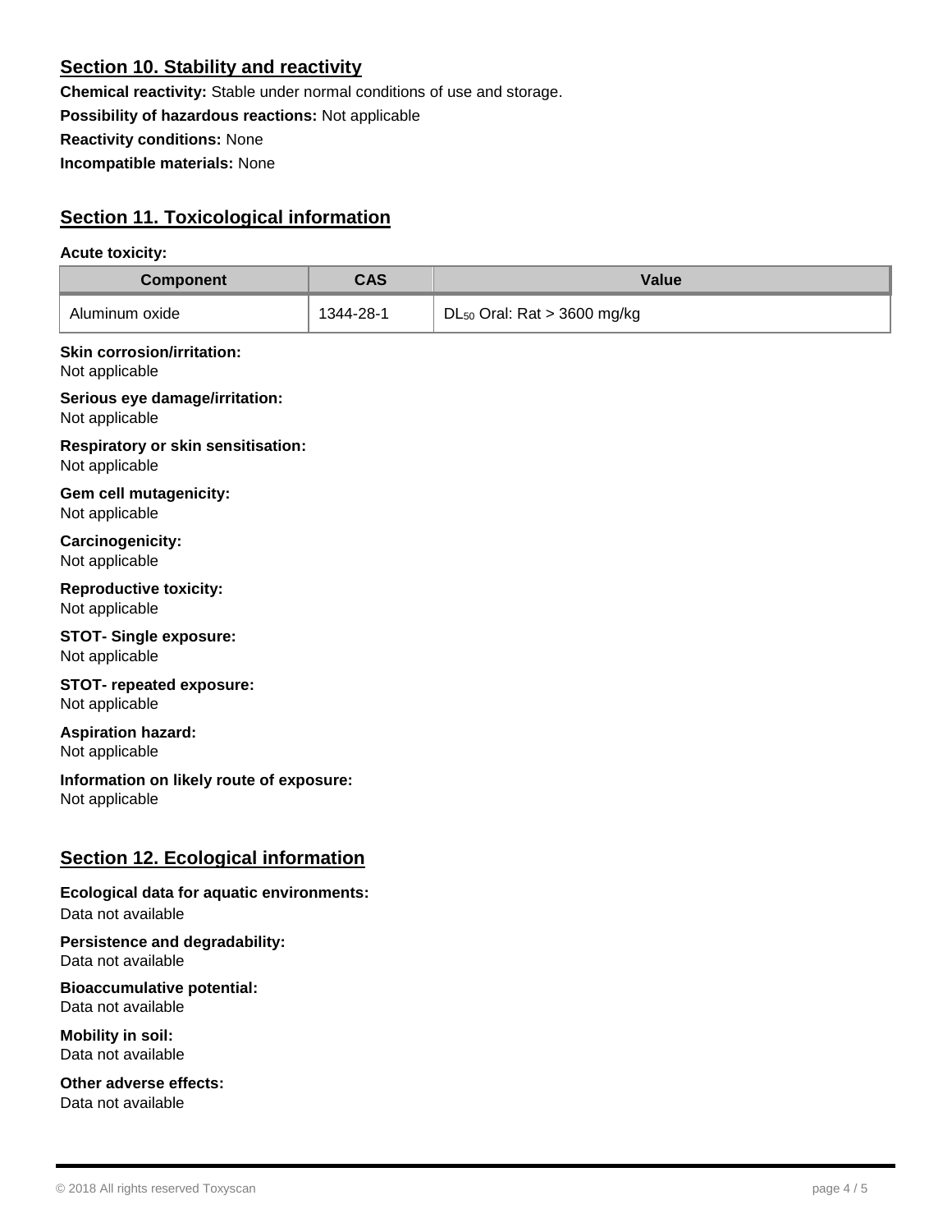## Section 10. Stability and reactivity

**Chemical reactivity:** Stable under normal conditions of use and storage.

**Possibility of hazardous reactions:** Not applicable

**Reactivity conditions:** None

**Incompatible materials:** None

## Section 11. Toxicological information

**Acute toxicity:**

| Component | CAS | Value |
|---|---|---|
| Aluminum oxide | 1344-28-1 | $DL_{50}$ Oral: Rat > 3600 mg/kg |

**Skin corrosion/irritation:**
Not applicable

**Serious eye damage/irritation:**
Not applicable

**Respiratory or skin sensitisation:**
Not applicable

**Gem cell mutagenicity:**
Not applicable

**Carcinogenicity:**
Not applicable

**Reproductive toxicity:**
Not applicable

**STOT- Single exposure:**
Not applicable

**STOT- repeated exposure:**
Not applicable

**Aspiration hazard:**
Not applicable

**Information on likely route of exposure:**
Not applicable

## Section 12. Ecological information

**Ecological data for aquatic environments:**
Data not available

**Persistence and degradability:**
Data not available

**Bioaccumulative potential:**
Data not available

**Mobility in soil:**
Data not available

**Other adverse effects:**
Data not available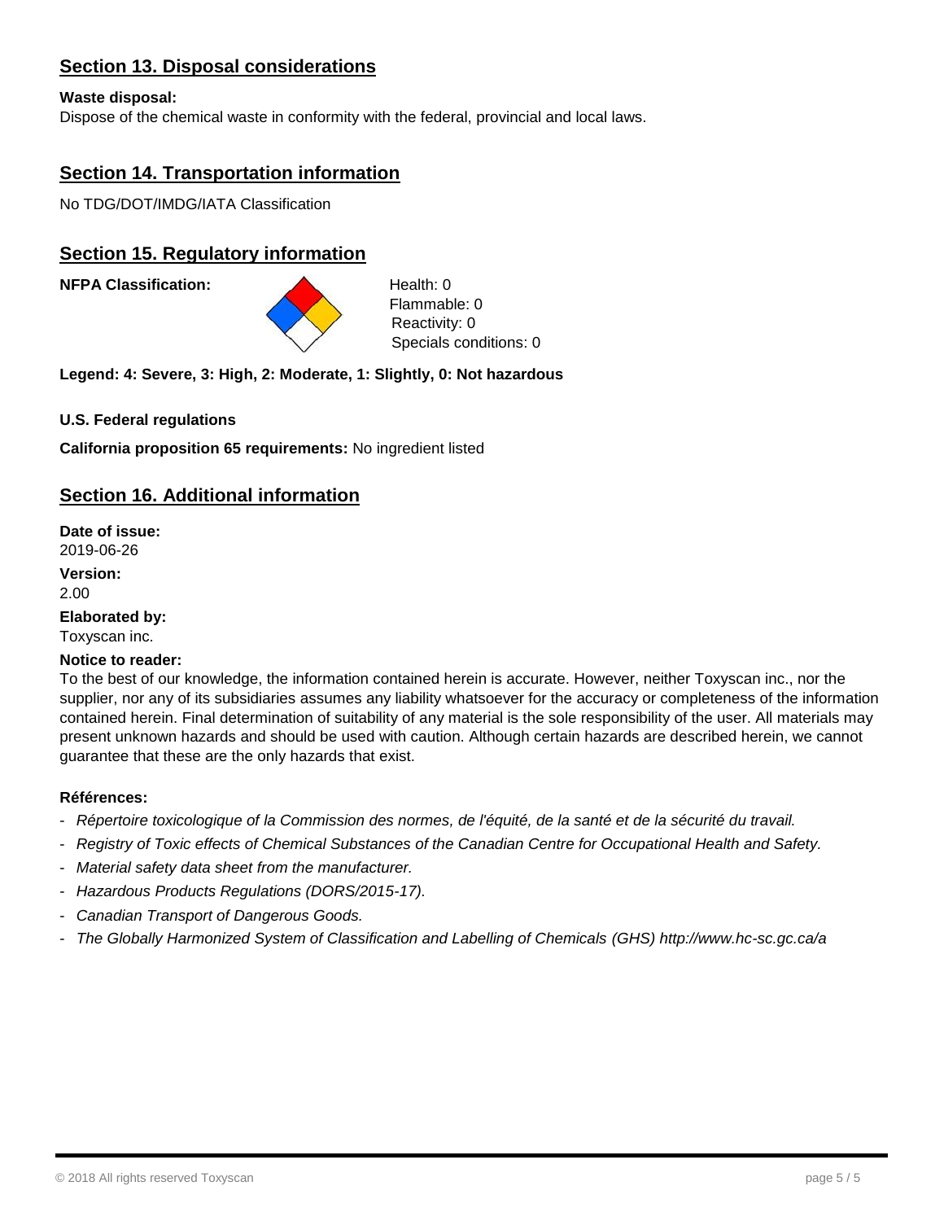## Section 13. Disposal considerations

**Waste disposal:**
Dispose of the chemical waste in conformity with the federal, provincial and local laws.

## Section 14. Transportation information

No TDG/DOT/IMDG/IATA Classification

## Section 15. Regulatory information

**NFPA Classification:**

Health: 0
Flammable: 0
Reactivity: 0
Specials conditions: 0

**Legend: 4: Severe, 3: High, 2: Moderate, 1: Slightly, 0: Not hazardous**

**U.S. Federal regulations**

**California proposition 65 requirements:** No ingredient listed

## Section 16. Additional information

**Date of issue:**
2019-06-26

**Version:**
2.00

**Elaborated by:**
Toxyscan inc.

**Notice to reader:**
To the best of our knowledge, the information contained herein is accurate. However, neither Toxyscan inc., nor the supplier, nor any of its subsidiaries assumes any liability whatsoever for the accuracy or completeness of the information contained herein. Final determination of suitability of any material is the sole responsibility of the user. All materials may present unknown hazards and should be used with caution. Although certain hazards are described herein, we cannot guarantee that these are the only hazards that exist.

**Références:**

- *Répertoire toxicologique of la Commission des normes, de l'équité, de la santé et de la sécurité du travail.*
- *Registry of Toxic effects of Chemical Substances of the Canadian Centre for Occupational Health and Safety.*
- *Material safety data sheet from the manufacturer.*
- *Hazardous Products Regulations (DORS/2015-17).*
- *Canadian Transport of Dangerous Goods.*
- *The Globally Harmonized System of Classification and Labelling of Chemicals (GHS) http://www.hc-sc.gc.ca/a*

© 2018 All rights reserved Toxyscan